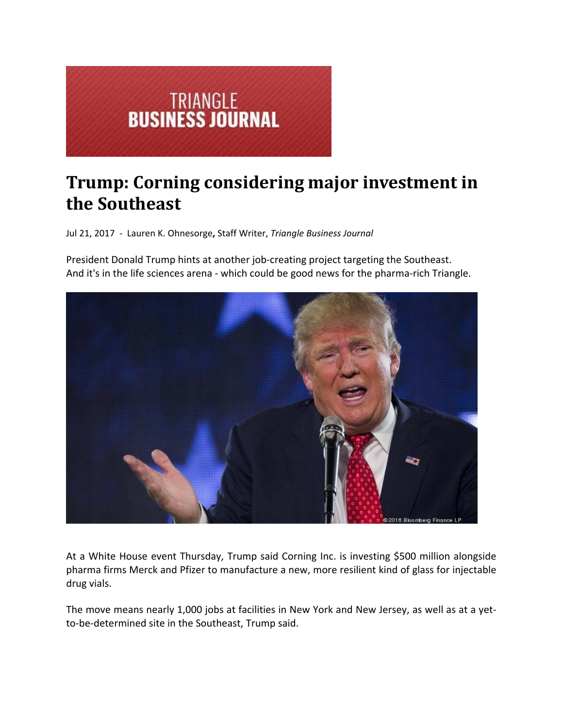TRIANGLE
BUSINESS JOURNAL

# Trump: Corning considering major investment in the Southeast

Jul 21, 2017 - Lauren K. Ohnesorge**,** Staff Writer, *Triangle Business Journal*

President Donald Trump hints at another job-creating project targeting the Southeast. And it's in the life sciences arena - which could be good news for the pharma-rich Triangle.

At a White House event Thursday, Trump said Corning Inc. is investing $500 million alongside pharma firms Merck and Pfizer to manufacture a new, more resilient kind of glass for injectable drug vials.

The move means nearly 1,000 jobs at facilities in New York and New Jersey, as well as at a yet-to-be-determined site in the Southeast, Trump said.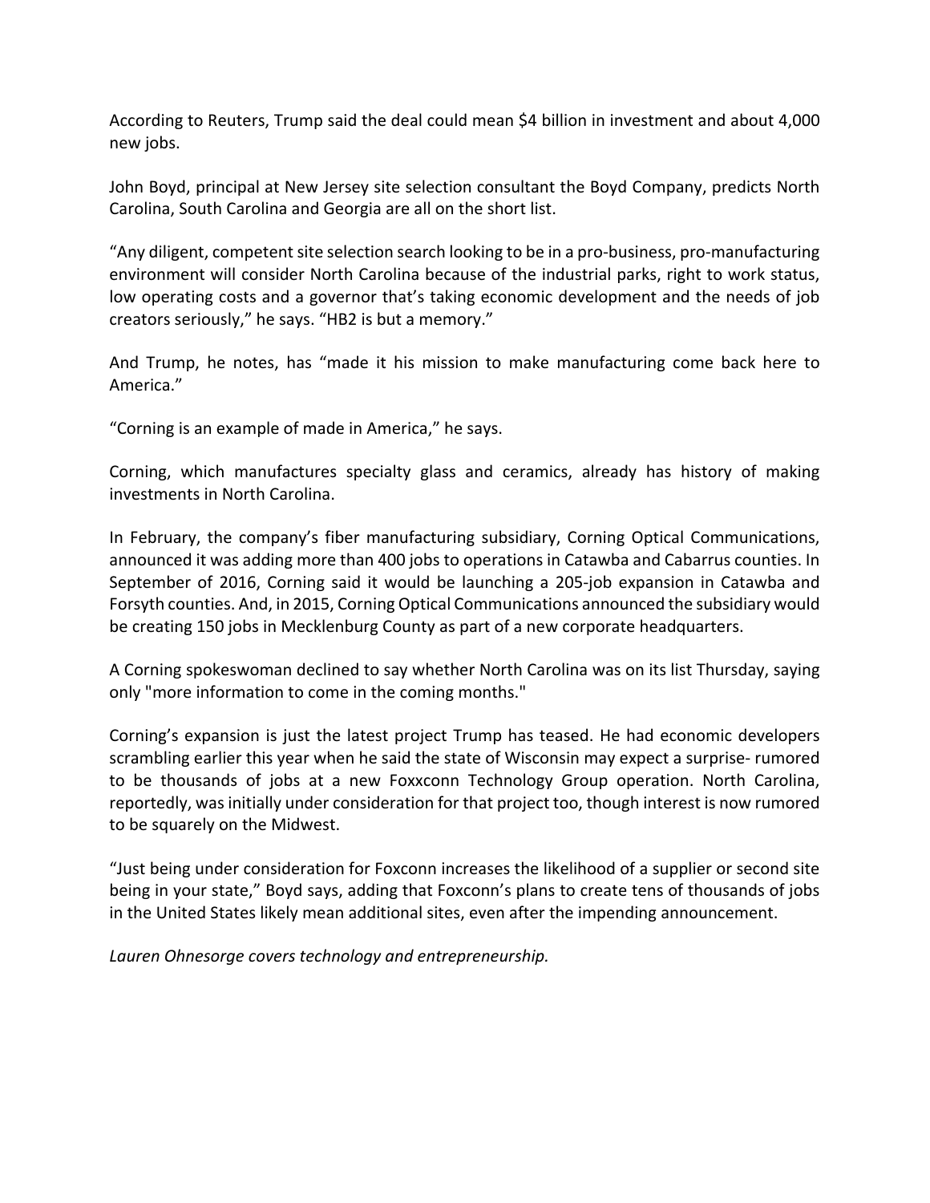According to Reuters, Trump said the deal could mean $4 billion in investment and about 4,000 new jobs.

John Boyd, principal at New Jersey site selection consultant the Boyd Company, predicts North Carolina, South Carolina and Georgia are all on the short list.

“Any diligent, competent site selection search looking to be in a pro-business, pro-manufacturing environment will consider North Carolina because of the industrial parks, right to work status, low operating costs and a governor that’s taking economic development and the needs of job creators seriously,” he says. “HB2 is but a memory.”

And Trump, he notes, has “made it his mission to make manufacturing come back here to America.”

“Corning is an example of made in America,” he says.

Corning, which manufactures specialty glass and ceramics, already has history of making investments in North Carolina.

In February, the company’s fiber manufacturing subsidiary, Corning Optical Communications, announced it was adding more than 400 jobs to operations in Catawba and Cabarrus counties. In September of 2016, Corning said it would be launching a 205-job expansion in Catawba and Forsyth counties. And, in 2015, Corning Optical Communications announced the subsidiary would be creating 150 jobs in Mecklenburg County as part of a new corporate headquarters.

A Corning spokeswoman declined to say whether North Carolina was on its list Thursday, saying only "more information to come in the coming months."

Corning’s expansion is just the latest project Trump has teased. He had economic developers scrambling earlier this year when he said the state of Wisconsin may expect a surprise- rumored to be thousands of jobs at a new Foxxconn Technology Group operation. North Carolina, reportedly, was initially under consideration for that project too, though interest is now rumored to be squarely on the Midwest.

“Just being under consideration for Foxconn increases the likelihood of a supplier or second site being in your state,” Boyd says, adding that Foxconn’s plans to create tens of thousands of jobs in the United States likely mean additional sites, even after the impending announcement.

*Lauren Ohnesorge covers technology and entrepreneurship.*